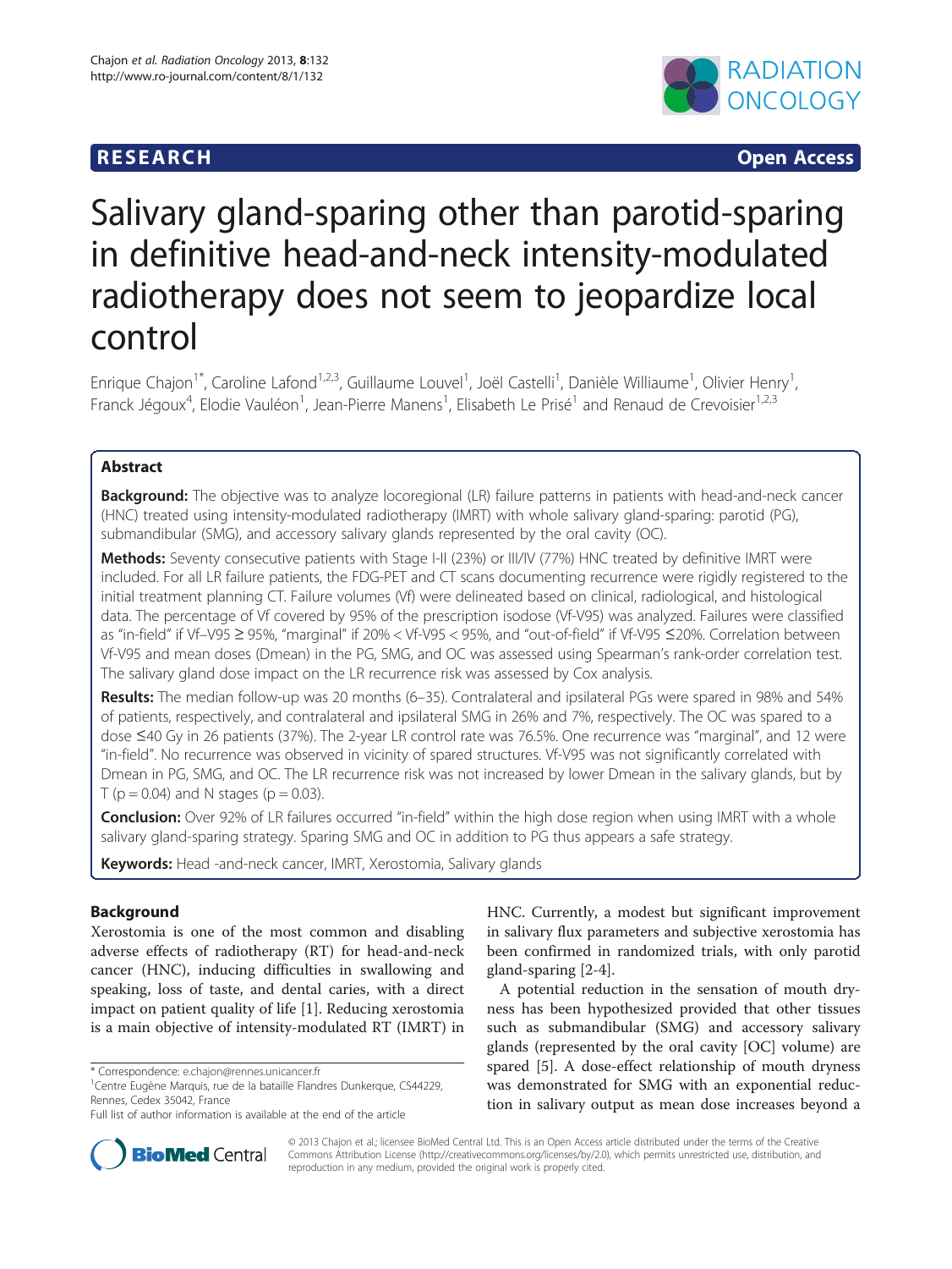RESEARCH Open Access

# Salivary gland-sparing other than parotid-sparing in definitive head-and-neck intensity-modulated radiotherapy does not seem to jeopardize local control

Enrique Chajon[1*], Caroline Lafond[1,2,3], Guillaume Louvel[1], Joël Castelli[1], Danièle Williaume[1], Olivier Henry[1], Franck Jégoux[4], Elodie Vauléon[1], Jean-Pierre Manens[1], Elisabeth Le Prisé[1] and Renaud de Crevoisier[1,2,3]

## Abstract

**Background:** The objective was to analyze locoregional (LR) failure patterns in patients with head-and-neck cancer (HNC) treated using intensity-modulated radiotherapy (IMRT) with whole salivary gland-sparing: parotid (PG), submandibular (SMG), and accessory salivary glands represented by the oral cavity (OC).

**Methods:** Seventy consecutive patients with Stage I-II (23%) or III/IV (77%) HNC treated by definitive IMRT were included. For all LR failure patients, the FDG-PET and CT scans documenting recurrence were rigidly registered to the initial treatment planning CT. Failure volumes (Vf) were delineated based on clinical, radiological, and histological data. The percentage of Vf covered by 95% of the prescription isodose (Vf-V95) was analyzed. Failures were classified as "in-field" if Vf–V95 ≥ 95%, "marginal" if 20% < Vf-V95 < 95%, and "out-of-field" if Vf-V95 ≤20%. Correlation between Vf-V95 and mean doses (Dmean) in the PG, SMG, and OC was assessed using Spearman's rank-order correlation test. The salivary gland dose impact on the LR recurrence risk was assessed by Cox analysis.

**Results:** The median follow-up was 20 months (6–35). Contralateral and ipsilateral PGs were spared in 98% and 54% of patients, respectively, and contralateral and ipsilateral SMG in 26% and 7%, respectively. The OC was spared to a dose ≤40 Gy in 26 patients (37%). The 2-year LR control rate was 76.5%. One recurrence was "marginal", and 12 were "in-field". No recurrence was observed in vicinity of spared structures. Vf-V95 was not significantly correlated with Dmean in PG, SMG, and OC. The LR recurrence risk was not increased by lower Dmean in the salivary glands, but by T ($p = 0.04$) and N stages ($p = 0.03$).

**Conclusion:** Over 92% of LR failures occurred "in-field" within the high dose region when using IMRT with a whole salivary gland-sparing strategy. Sparing SMG and OC in addition to PG thus appears a safe strategy.

**Keywords:** Head -and-neck cancer, IMRT, Xerostomia, Salivary glands

## Background

Xerostomia is one of the most common and disabling adverse effects of radiotherapy (RT) for head-and-neck cancer (HNC), inducing difficulties in swallowing and speaking, loss of taste, and dental caries, with a direct impact on patient quality of life [1]. Reducing xerostomia is a main objective of intensity-modulated RT (IMRT) in HNC. Currently, a modest but significant improvement in salivary flux parameters and subjective xerostomia has been confirmed in randomized trials, with only parotid gland-sparing [2-4].

A potential reduction in the sensation of mouth dryness has been hypothesized provided that other tissues such as submandibular (SMG) and accessory salivary glands (represented by the oral cavity [OC] volume) are spared [5]. A dose-effect relationship of mouth dryness was demonstrated for SMG with an exponential reduction in salivary output as mean dose increases beyond a

\* Correspondence: e.chajon@rennes.unicancer.fr
[1]Centre Eugène Marquis, rue de la bataille Flandres Dunkerque, CS44229, Rennes, Cedex 35042, France
Full list of author information is available at the end of the article

© 2013 Chajon et al.; licensee BioMed Central Ltd. This is an Open Access article distributed under the terms of the Creative Commons Attribution License (http://creativecommons.org/licenses/by/2.0), which permits unrestricted use, distribution, and reproduction in any medium, provided the original work is properly cited.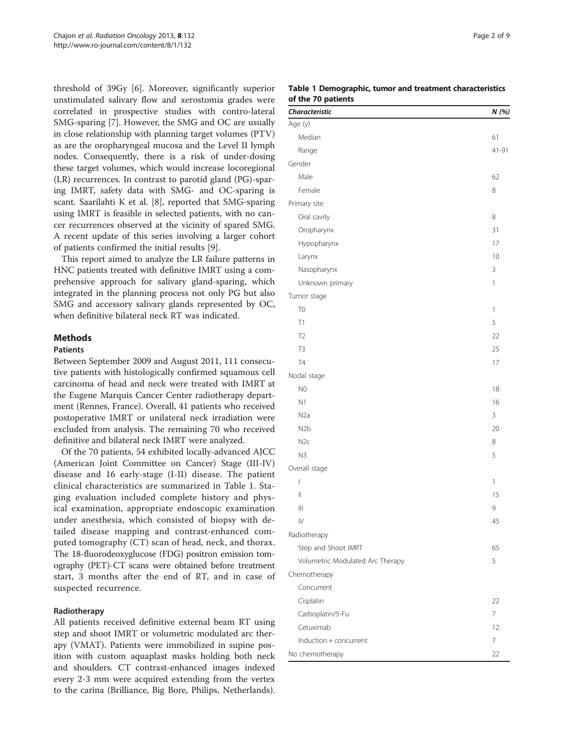threshold of 39Gy [6]. Moreover, significantly superior unstimulated salivary flow and xerostomia grades were correlated in prospective studies with contro-lateral SMG-sparing [7]. However, the SMG and OC are usually in close relationship with planning target volumes (PTV) as are the oropharyngeal mucosa and the Level II lymph nodes. Consequently, there is a risk of under-dosing these target volumes, which would increase locoregional (LR) recurrences. In contrast to parotid gland (PG)-sparing IMRT, safety data with SMG- and OC-sparing is scant. Saarilahti K et al. [8], reported that SMG-sparing using IMRT is feasible in selected patients, with no cancer recurrences observed at the vicinity of spared SMG. A recent update of this series involving a larger cohort of patients confirmed the initial results [9].

This report aimed to analyze the LR failure patterns in HNC patients treated with definitive IMRT using a comprehensive approach for salivary gland-sparing, which integrated in the planning process not only PG but also SMG and accessory salivary glands represented by OC, when definitive bilateral neck RT was indicated.

## Methods

### Patients

Between September 2009 and August 2011, 111 consecutive patients with histologically confirmed squamous cell carcinoma of head and neck were treated with IMRT at the Eugene Marquis Cancer Center radiotherapy department (Rennes, France). Overall, 41 patients who received postoperative IMRT or unilateral neck irradiation were excluded from analysis. The remaining 70 who received definitive and bilateral neck IMRT were analyzed.

Of the 70 patients, 54 exhibited locally-advanced AJCC (American Joint Committee on Cancer) Stage (III-IV) disease and 16 early-stage (I-II) disease. The patient clinical characteristics are summarized in Table 1. Staging evaluation included complete history and physical examination, appropriate endoscopic examination under anesthesia, which consisted of biopsy with detailed disease mapping and contrast-enhanced computed tomography (CT) scan of head, neck, and thorax. The 18-fluorodeoxyglucose (FDG) positron emission tomography (PET)-CT scans were obtained before treatment start, 3 months after the end of RT, and in case of suspected recurrence.

### Radiotherapy

All patients received definitive external beam RT using step and shoot IMRT or volumetric modulated arc therapy (VMAT). Patients were immobilized in supine position with custom aquaplast masks holding both neck and shoulders. CT contrast-enhanced images indexed every 2-3 mm were acquired extending from the vertex to the carina (Brilliance, Big Bore, Philips, Netherlands).

**Table 1 Demographic, tumor and treatment characteristics of the 70 patients**

| *Characteristic* | *N (%)* |
|---|---|
| Age (y) | |
| Median | 61 |
| Range | 41-91 |
| Gender | |
| Male | 62 |
| Female | 8 |
| Primary site | |
| Oral cavity | 8 |
| Oropharynx | 31 |
| Hypopharynx | 17 |
| Larynx | 10 |
| Nasopharynx | 3 |
| Unknown primary | 1 |
| Tumor stage | |
| T0 | 1 |
| T1 | 5 |
| T2 | 22 |
| T3 | 25 |
| T4 | 17 |
| Nodal stage | |
| N0 | 18 |
| N1 | 16 |
| N2a | 3 |
| N2b | 20 |
| N2c | 8 |
| N3 | 5 |
| Overall stage | |
| I | 1 |
| II | 15 |
| III | 9 |
| IV | 45 |
| Radiotherapy | |
| Step and Shoot IMRT | 65 |
| Volumetric Modulated Arc Therapy | 5 |
| Chemotherapy | |
| Concurrent | |
| Cisplatin | 22 |
| Carboplatin/5-Fu | 7 |
| Cetuximab | 12 |
| Induction + concurrent | 7 |
| No chemotherapy | 22 |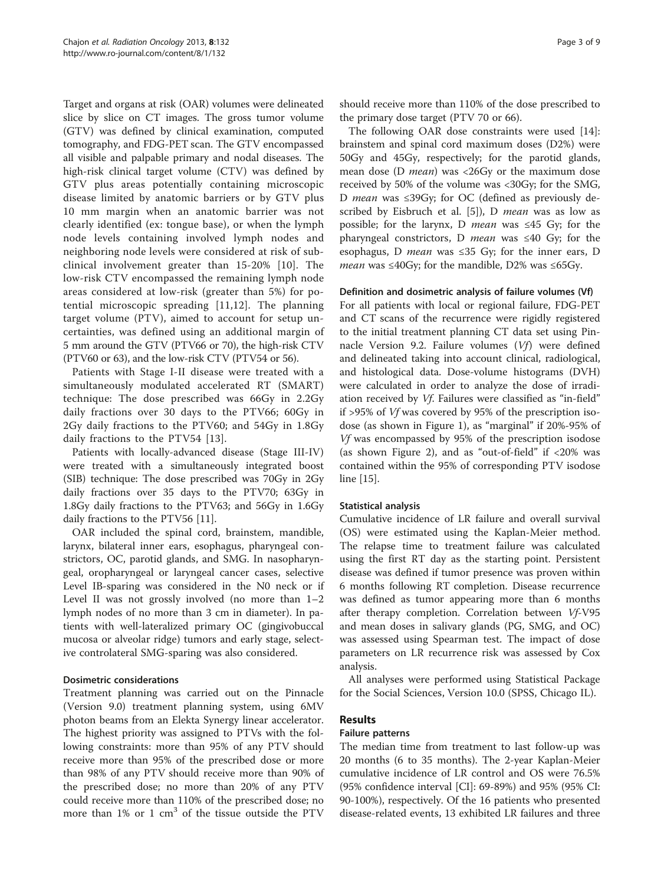Target and organs at risk (OAR) volumes were delineated slice by slice on CT images. The gross tumor volume (GTV) was defined by clinical examination, computed tomography, and FDG-PET scan. The GTV encompassed all visible and palpable primary and nodal diseases. The high-risk clinical target volume (CTV) was defined by GTV plus areas potentially containing microscopic disease limited by anatomic barriers or by GTV plus 10 mm margin when an anatomic barrier was not clearly identified (ex: tongue base), or when the lymph node levels containing involved lymph nodes and neighboring node levels were considered at risk of subclinical involvement greater than 15-20% [10]. The low-risk CTV encompassed the remaining lymph node areas considered at low-risk (greater than 5%) for potential microscopic spreading [11,12]. The planning target volume (PTV), aimed to account for setup uncertainties, was defined using an additional margin of 5 mm around the GTV (PTV66 or 70), the high-risk CTV (PTV60 or 63), and the low-risk CTV (PTV54 or 56).

Patients with Stage I-II disease were treated with a simultaneously modulated accelerated RT (SMART) technique: The dose prescribed was 66Gy in 2.2Gy daily fractions over 30 days to the PTV66; 60Gy in 2Gy daily fractions to the PTV60; and 54Gy in 1.8Gy daily fractions to the PTV54 [13].

Patients with locally-advanced disease (Stage III-IV) were treated with a simultaneously integrated boost (SIB) technique: The dose prescribed was 70Gy in 2Gy daily fractions over 35 days to the PTV70; 63Gy in 1.8Gy daily fractions to the PTV63; and 56Gy in 1.6Gy daily fractions to the PTV56 [11].

OAR included the spinal cord, brainstem, mandible, larynx, bilateral inner ears, esophagus, pharyngeal constrictors, OC, parotid glands, and SMG. In nasopharyngeal, oropharyngeal or laryngeal cancer cases, selective Level IB-sparing was considered in the N0 neck or if Level II was not grossly involved (no more than 1–2 lymph nodes of no more than 3 cm in diameter). In patients with well-lateralized primary OC (gingivobuccal mucosa or alveolar ridge) tumors and early stage, selective controlateral SMG-sparing was also considered.

### Dosimetric considerations

Treatment planning was carried out on the Pinnacle (Version 9.0) treatment planning system, using 6MV photon beams from an Elekta Synergy linear accelerator. The highest priority was assigned to PTVs with the following constraints: more than 95% of any PTV should receive more than 95% of the prescribed dose or more than 98% of any PTV should receive more than 90% of the prescribed dose; no more than 20% of any PTV could receive more than 110% of the prescribed dose; no more than 1% or 1 $cm^3$ of the tissue outside the PTV should receive more than 110% of the dose prescribed to the primary dose target (PTV 70 or 66).

The following OAR dose constraints were used [14]: brainstem and spinal cord maximum doses (D2%) were 50Gy and 45Gy, respectively; for the parotid glands, mean dose (D *mean*) was <26Gy or the maximum dose received by 50% of the volume was <30Gy; for the SMG, D *mean* was ≤39Gy; for OC (defined as previously described by Eisbruch et al. [5]), D *mean* was as low as possible; for the larynx, D *mean* was ≤45 Gy; for the pharyngeal constrictors, D *mean* was ≤40 Gy; for the esophagus, D *mean* was ≤35 Gy; for the inner ears, D *mean* was ≤40Gy; for the mandible, D2% was ≤65Gy.

### Definition and dosimetric analysis of failure volumes (Vf)

For all patients with local or regional failure, FDG-PET and CT scans of the recurrence were rigidly registered to the initial treatment planning CT data set using Pinnacle Version 9.2. Failure volumes (*Vf*) were defined and delineated taking into account clinical, radiological, and histological data. Dose-volume histograms (DVH) were calculated in order to analyze the dose of irradiation received by *Vf*. Failures were classified as "in-field" if >95% of *Vf* was covered by 95% of the prescription isodose (as shown in Figure 1), as "marginal" if 20%-95% of *Vf* was encompassed by 95% of the prescription isodose (as shown Figure 2), and as "out-of-field" if <20% was contained within the 95% of corresponding PTV isodose line [15].

### Statistical analysis

Cumulative incidence of LR failure and overall survival (OS) were estimated using the Kaplan-Meier method. The relapse time to treatment failure was calculated using the first RT day as the starting point. Persistent disease was defined if tumor presence was proven within 6 months following RT completion. Disease recurrence was defined as tumor appearing more than 6 months after therapy completion. Correlation between *Vf*-V95 and mean doses in salivary glands (PG, SMG, and OC) was assessed using Spearman test. The impact of dose parameters on LR recurrence risk was assessed by Cox analysis.

All analyses were performed using Statistical Package for the Social Sciences, Version 10.0 (SPSS, Chicago IL).

## Results

### Failure patterns

The median time from treatment to last follow-up was 20 months (6 to 35 months). The 2-year Kaplan-Meier cumulative incidence of LR control and OS were 76.5% (95% confidence interval [CI]: 69-89%) and 95% (95% CI: 90-100%), respectively. Of the 16 patients who presented disease-related events, 13 exhibited LR failures and three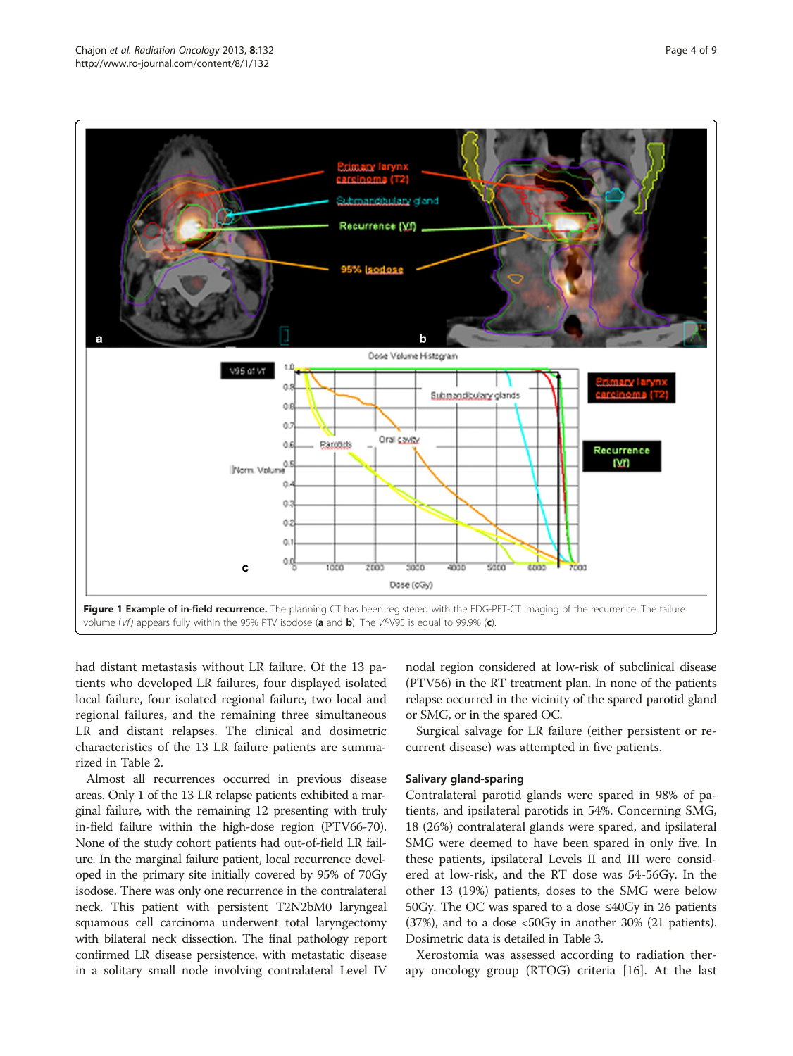**Figure 1 Example of in-field recurrence.** The planning CT has been registered with the FDG-PET-CT imaging of the recurrence. The failure volume (*Vf*) appears fully within the 95% PTV isodose (**a** and **b**). The *Vf*-V95 is equal to 99.9% (**c**).

had distant metastasis without LR failure. Of the 13 patients who developed LR failures, four displayed isolated local failure, four isolated regional failure, two local and regional failures, and the remaining three simultaneous LR and distant relapses. The clinical and dosimetric characteristics of the 13 LR failure patients are summarized in Table 2.

Almost all recurrences occurred in previous disease areas. Only 1 of the 13 LR relapse patients exhibited a marginal failure, with the remaining 12 presenting with truly in-field failure within the high-dose region (PTV66-70). None of the study cohort patients had out-of-field LR failure. In the marginal failure patient, local recurrence developed in the primary site initially covered by 95% of 70Gy isodose. There was only one recurrence in the contralateral neck. This patient with persistent T2N2bM0 laryngeal squamous cell carcinoma underwent total laryngectomy with bilateral neck dissection. The final pathology report confirmed LR disease persistence, with metastatic disease in a solitary small node involving contralateral Level IV nodal region considered at low-risk of subclinical disease (PTV56) in the RT treatment plan. In none of the patients relapse occurred in the vicinity of the spared parotid gland or SMG, or in the spared OC.

Surgical salvage for LR failure (either persistent or recurrent disease) was attempted in five patients.

### Salivary gland-sparing

Contralateral parotid glands were spared in 98% of patients, and ipsilateral parotids in 54%. Concerning SMG, 18 (26%) contralateral glands were spared, and ipsilateral SMG were deemed to have been spared in only five. In these patients, ipsilateral Levels II and III were considered at low-risk, and the RT dose was 54-56Gy. In the other 13 (19%) patients, doses to the SMG were below 50Gy. The OC was spared to a dose ≤40Gy in 26 patients (37%), and to a dose <50Gy in another 30% (21 patients). Dosimetric data is detailed in Table 3.

Xerostomia was assessed according to radiation therapy oncology group (RTOG) criteria [16]. At the last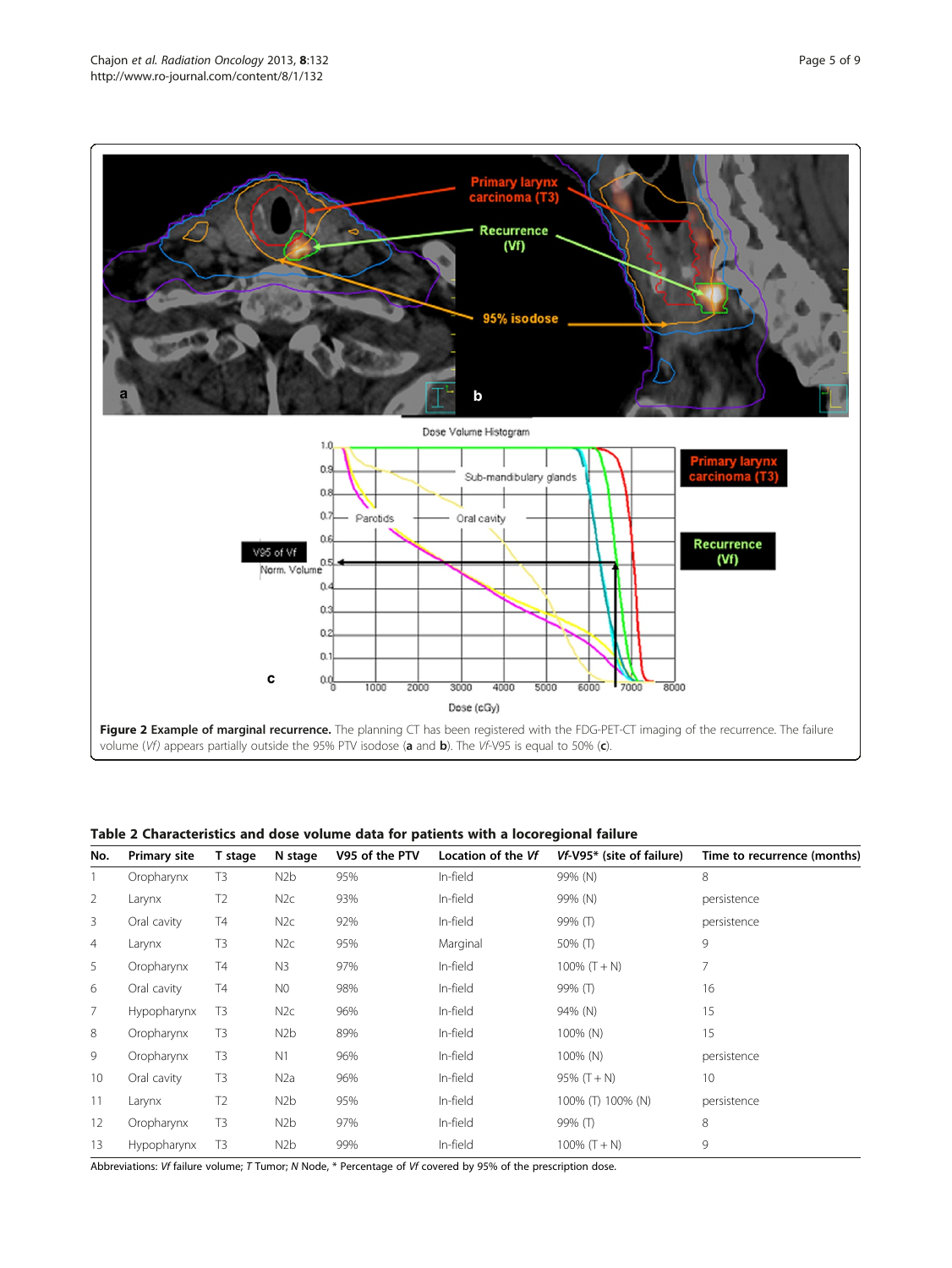**Figure 2 Example of marginal recurrence.** The planning CT has been registered with the FDG-PET-CT imaging of the recurrence. The failure volume (*Vf*) appears partially outside the 95% PTV isodose (**a** and **b**). The *Vf*-V95 is equal to 50% (**c**).

**Table 2 Characteristics and dose volume data for patients with a locoregional failure**

| No. | Primary site | T stage | N stage | V95 of the PTV | Location of the *Vf* | *Vf*-V95* (site of failure) | Time to recurrence (months) |
|---|---|---|---|---|---|---|---|
| 1 | Oropharynx | T3 | N2b | 95% | In-field | 99% (N) | 8 |
| 2 | Larynx | T2 | N2c | 93% | In-field | 99% (N) | persistence |
| 3 | Oral cavity | T4 | N2c | 92% | In-field | 99% (T) | persistence |
| 4 | Larynx | T3 | N2c | 95% | Marginal | 50% (T) | 9 |
| 5 | Oropharynx | T4 | N3 | 97% | In-field | 100% (T + N) | 7 |
| 6 | Oral cavity | T4 | N0 | 98% | In-field | 99% (T) | 16 |
| 7 | Hypopharynx | T3 | N2c | 96% | In-field | 94% (N) | 15 |
| 8 | Oropharynx | T3 | N2b | 89% | In-field | 100% (N) | 15 |
| 9 | Oropharynx | T3 | N1 | 96% | In-field | 100% (N) | persistence |
| 10 | Oral cavity | T3 | N2a | 96% | In-field | 95% (T + N) | 10 |
| 11 | Larynx | T2 | N2b | 95% | In-field | 100% (T) 100% (N) | persistence |
| 12 | Oropharynx | T3 | N2b | 97% | In-field | 99% (T) | 8 |
| 13 | Hypopharynx | T3 | N2b | 99% | In-field | 100% (T + N) | 9 |

Abbreviations: *Vf* failure volume; *T* Tumor; *N* Node, * Percentage of *Vf* covered by 95% of the prescription dose.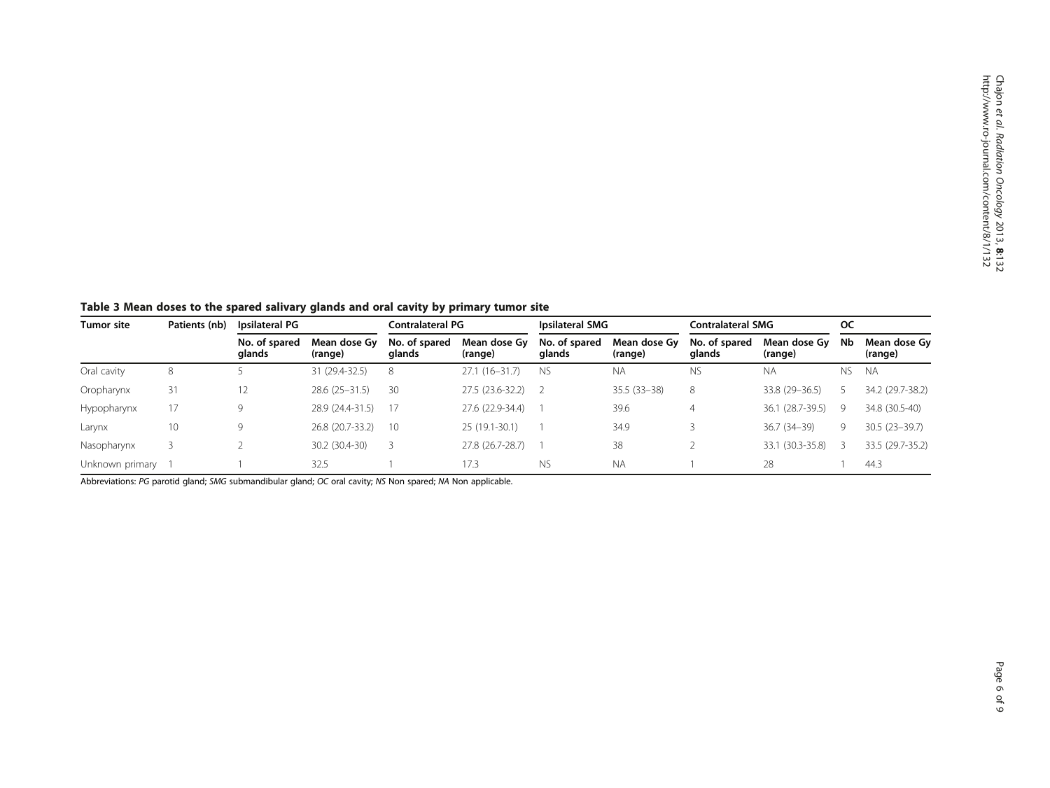**Table 3 Mean doses to the spared salivary glands and oral cavity by primary tumor site**

| Tumor site | Patients (nb) | Ipsilateral PG | | Contralateral PG | | Ipsilateral SMG | | Contralateral SMG | | OC | |
|---|---|---|---|---|---|---|---|---|---|---|---|
| | | No. of spared glands | Mean dose Gy (range) | No. of spared glands | Mean dose Gy (range) | No. of spared glands | Mean dose Gy (range) | No. of spared glands | Mean dose Gy (range) | Nb | Mean dose Gy (range) |
| Oral cavity | 8 | 5 | 31 (29.4-32.5) | 8 | 27.1 (16–31.7) | NS | NA | NS | NA | NS | NA |
| Oropharynx | 31 | 12 | 28.6 (25–31.5) | 30 | 27.5 (23.6-32.2) | 2 | 35.5 (33–38) | 8 | 33.8 (29–36.5) | 5 | 34.2 (29.7-38.2) |
| Hypopharynx | 17 | 9 | 28.9 (24.4-31.5) | 17 | 27.6 (22.9-34.4) | 1 | 39.6 | 4 | 36.1 (28.7-39.5) | 9 | 34.8 (30.5-40) |
| Larynx | 10 | 9 | 26.8 (20.7-33.2) | 10 | 25 (19.1-30.1) | 1 | 34.9 | 3 | 36.7 (34–39) | 9 | 30.5 (23–39.7) |
| Nasopharynx | 3 | 2 | 30.2 (30.4-30) | 3 | 27.8 (26.7-28.7) | 1 | 38 | 2 | 33.1 (30.3-35.8) | 3 | 33.5 (29.7-35.2) |
| Unknown primary | 1 | 1 | 32.5 | 1 | 17.3 | NS | NA | 1 | 28 | 1 | 44.3 |

Abbreviations: *PG* parotid gland; *SMG* submandibular gland; *OC* oral cavity; *NS* Non spared; *NA* Non applicable.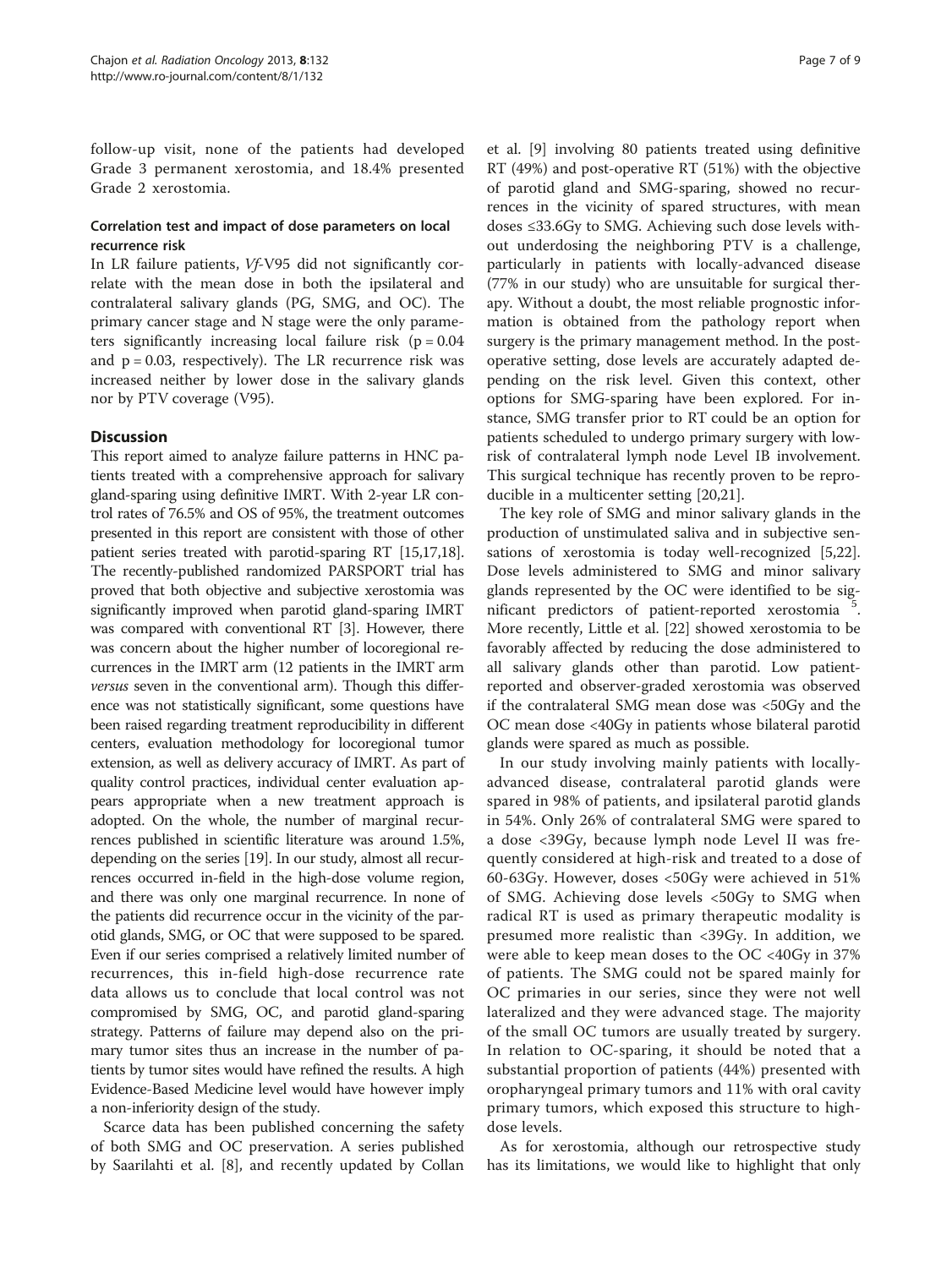follow-up visit, none of the patients had developed Grade 3 permanent xerostomia, and 18.4% presented Grade 2 xerostomia.

### Correlation test and impact of dose parameters on local recurrence risk

In LR failure patients, *Vf*-V95 did not significantly correlate with the mean dose in both the ipsilateral and contralateral salivary glands (PG, SMG, and OC). The primary cancer stage and N stage were the only parameters significantly increasing local failure risk ($p = 0.04$ and $p = 0.03$, respectively). The LR recurrence risk was increased neither by lower dose in the salivary glands nor by PTV coverage (V95).

## Discussion

This report aimed to analyze failure patterns in HNC patients treated with a comprehensive approach for salivary gland-sparing using definitive IMRT. With 2-year LR control rates of 76.5% and OS of 95%, the treatment outcomes presented in this report are consistent with those of other patient series treated with parotid-sparing RT [15,17,18]. The recently-published randomized PARSPORT trial has proved that both objective and subjective xerostomia was significantly improved when parotid gland-sparing IMRT was compared with conventional RT [3]. However, there was concern about the higher number of locoregional recurrences in the IMRT arm (12 patients in the IMRT arm *versus* seven in the conventional arm). Though this difference was not statistically significant, some questions have been raised regarding treatment reproducibility in different centers, evaluation methodology for locoregional tumor extension, as well as delivery accuracy of IMRT. As part of quality control practices, individual center evaluation appears appropriate when a new treatment approach is adopted. On the whole, the number of marginal recurrences published in scientific literature was around 1.5%, depending on the series [19]. In our study, almost all recurrences occurred in-field in the high-dose volume region, and there was only one marginal recurrence. In none of the patients did recurrence occur in the vicinity of the parotid glands, SMG, or OC that were supposed to be spared. Even if our series comprised a relatively limited number of recurrences, this in-field high-dose recurrence rate data allows us to conclude that local control was not compromised by SMG, OC, and parotid gland-sparing strategy. Patterns of failure may depend also on the primary tumor sites thus an increase in the number of patients by tumor sites would have refined the results. A high Evidence-Based Medicine level would have however imply a non-inferiority design of the study.

Scarce data has been published concerning the safety of both SMG and OC preservation. A series published by Saarilahti et al. [8], and recently updated by Collan et al. [9] involving 80 patients treated using definitive RT (49%) and post-operative RT (51%) with the objective of parotid gland and SMG-sparing, showed no recurrences in the vicinity of spared structures, with mean doses ≤33.6Gy to SMG. Achieving such dose levels without underdosing the neighboring PTV is a challenge, particularly in patients with locally-advanced disease (77% in our study) who are unsuitable for surgical therapy. Without a doubt, the most reliable prognostic information is obtained from the pathology report when surgery is the primary management method. In the post-operative setting, dose levels are accurately adapted depending on the risk level. Given this context, other options for SMG-sparing have been explored. For instance, SMG transfer prior to RT could be an option for patients scheduled to undergo primary surgery with low-risk of contralateral lymph node Level IB involvement. This surgical technique has recently proven to be reproducible in a multicenter setting [20,21].

The key role of SMG and minor salivary glands in the production of unstimulated saliva and in subjective sensations of xerostomia is today well-recognized [5,22]. Dose levels administered to SMG and minor salivary glands represented by the OC were identified to be significant predictors of patient-reported xerostomia [5]. More recently, Little et al. [22] showed xerostomia to be favorably affected by reducing the dose administered to all salivary glands other than parotid. Low patient-reported and observer-graded xerostomia was observed if the contralateral SMG mean dose was <50Gy and the OC mean dose <40Gy in patients whose bilateral parotid glands were spared as much as possible.

In our study involving mainly patients with locally-advanced disease, contralateral parotid glands were spared in 98% of patients, and ipsilateral parotid glands in 54%. Only 26% of contralateral SMG were spared to a dose <39Gy, because lymph node Level II was frequently considered at high-risk and treated to a dose of 60-63Gy. However, doses <50Gy were achieved in 51% of SMG. Achieving dose levels <50Gy to SMG when radical RT is used as primary therapeutic modality is presumed more realistic than <39Gy. In addition, we were able to keep mean doses to the OC <40Gy in 37% of patients. The SMG could not be spared mainly for OC primaries in our series, since they were not well lateralized and they were advanced stage. The majority of the small OC tumors are usually treated by surgery. In relation to OC-sparing, it should be noted that a substantial proportion of patients (44%) presented with oropharyngeal primary tumors and 11% with oral cavity primary tumors, which exposed this structure to high-dose levels.

As for xerostomia, although our retrospective study has its limitations, we would like to highlight that only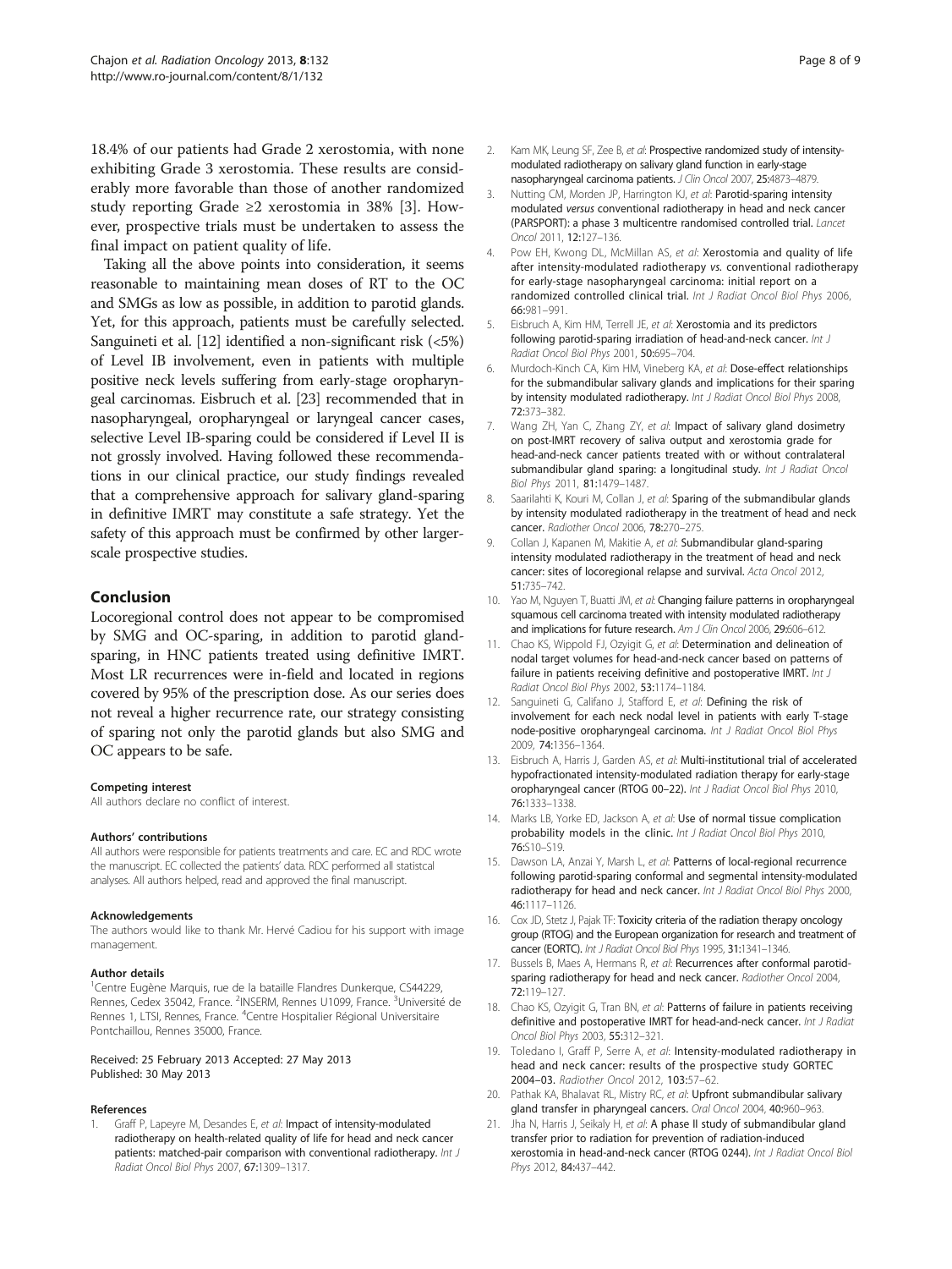18.4% of our patients had Grade 2 xerostomia, with none exhibiting Grade 3 xerostomia. These results are considerably more favorable than those of another randomized study reporting Grade ≥2 xerostomia in 38% [3]. However, prospective trials must be undertaken to assess the final impact on patient quality of life.

Taking all the above points into consideration, it seems reasonable to maintaining mean doses of RT to the OC and SMGs as low as possible, in addition to parotid glands. Yet, for this approach, patients must be carefully selected. Sanguineti et al. [12] identified a non-significant risk (<5%) of Level IB involvement, even in patients with multiple positive neck levels suffering from early-stage oropharyngeal carcinomas. Eisbruch et al. [23] recommended that in nasopharyngeal, oropharyngeal or laryngeal cancer cases, selective Level IB-sparing could be considered if Level II is not grossly involved. Having followed these recommendations in our clinical practice, our study findings revealed that a comprehensive approach for salivary gland-sparing in definitive IMRT may constitute a safe strategy. Yet the safety of this approach must be confirmed by other larger-scale prospective studies.

## Conclusion

Locoregional control does not appear to be compromised by SMG and OC-sparing, in addition to parotid gland-sparing, in HNC patients treated using definitive IMRT. Most LR recurrences were in-field and located in regions covered by 95% of the prescription dose. As our series does not reveal a higher recurrence rate, our strategy consisting of sparing not only the parotid glands but also SMG and OC appears to be safe.

#### Competing interest

All authors declare no conflict of interest.

#### Authors' contributions

All authors were responsible for patients treatments and care. EC and RDC wrote the manuscript. EC collected the patients' data. RDC performed all statistcal analyses. All authors helped, read and approved the final manuscript.

#### Acknowledgements

The authors would like to thank Mr. Hervé Cadiou for his support with image management.

#### Author details

[1]Centre Eugène Marquis, rue de la bataille Flandres Dunkerque, CS44229, Rennes, Cedex 35042, France. [2]INSERM, Rennes U1099, France. [3]Université de Rennes 1, LTSI, Rennes, France. [4]Centre Hospitalier Régional Universitaire Pontchaillou, Rennes 35000, France.

Received: 25 February 2013 Accepted: 27 May 2013
Published: 30 May 2013

#### References

1. Graff P, Lapeyre M, Desandes E, *et al*: Impact of intensity-modulated radiotherapy on health-related quality of life for head and neck cancer patients: matched-pair comparison with conventional radiotherapy. *Int J Radiat Oncol Biol Phys* 2007, **67**:1309–1317.
2. Kam MK, Leung SF, Zee B, *et al*: Prospective randomized study of intensity-modulated radiotherapy on salivary gland function in early-stage nasopharyngeal carcinoma patients. *J Clin Oncol* 2007, **25**:4873–4879.
3. Nutting CM, Morden JP, Harrington KJ, *et al*: Parotid-sparing intensity modulated *versus* conventional radiotherapy in head and neck cancer (PARSPORT): a phase 3 multicentre randomised controlled trial. *Lancet Oncol* 2011, **12**:127–136.
4. Pow EH, Kwong DL, McMillan AS, *et al*: Xerostomia and quality of life after intensity-modulated radiotherapy *vs.* conventional radiotherapy for early-stage nasopharyngeal carcinoma: initial report on a randomized controlled clinical trial. *Int J Radiat Oncol Biol Phys* 2006, **66**:981–991.
5. Eisbruch A, Kim HM, Terrell JE, *et al*: Xerostomia and its predictors following parotid-sparing irradiation of head-and-neck cancer. *Int J Radiat Oncol Biol Phys* 2001, **50**:695–704.
6. Murdoch-Kinch CA, Kim HM, Vineberg KA, *et al*: Dose-effect relationships for the submandibular salivary glands and implications for their sparing by intensity modulated radiotherapy. *Int J Radiat Oncol Biol Phys* 2008, **72**:373–382.
7. Wang ZH, Yan C, Zhang ZY, *et al*: Impact of salivary gland dosimetry on post-IMRT recovery of saliva output and xerostomia grade for head-and-neck cancer patients treated with or without contralateral submandibular gland sparing: a longitudinal study. *Int J Radiat Oncol Biol Phys* 2011, **81**:1479–1487.
8. Saarilahti K, Kouri M, Collan J, *et al*: Sparing of the submandibular glands by intensity modulated radiotherapy in the treatment of head and neck cancer. *Radiother Oncol* 2006, **78**:270–275.
9. Collan J, Kapanen M, Makitie A, *et al*: Submandibular gland-sparing intensity modulated radiotherapy in the treatment of head and neck cancer: sites of locoregional relapse and survival. *Acta Oncol* 2012, **51**:735–742.
10. Yao M, Nguyen T, Buatti JM, *et al*: Changing failure patterns in oropharyngeal squamous cell carcinoma treated with intensity modulated radiotherapy and implications for future research. *Am J Clin Oncol* 2006, **29**:606–612.
11. Chao KS, Wippold FJ, Ozyigit G, *et al*: Determination and delineation of nodal target volumes for head-and-neck cancer based on patterns of failure in patients receiving definitive and postoperative IMRT. *Int J Radiat Oncol Biol Phys* 2002, **53**:1174–1184.
12. Sanguineti G, Califano J, Stafford E, *et al*: Defining the risk of involvement for each neck nodal level in patients with early T-stage node-positive oropharyngeal carcinoma. *Int J Radiat Oncol Biol Phys* 2009, **74**:1356–1364.
13. Eisbruch A, Harris J, Garden AS, *et al*: Multi-institutional trial of accelerated hypofractionated intensity-modulated radiation therapy for early-stage oropharyngeal cancer (RTOG 00–22). *Int J Radiat Oncol Biol Phys* 2010, **76**:1333–1338.
14. Marks LB, Yorke ED, Jackson A, *et al*: Use of normal tissue complication probability models in the clinic. *Int J Radiat Oncol Biol Phys* 2010, **76**:S10–S19.
15. Dawson LA, Anzai Y, Marsh L, *et al*: Patterns of local-regional recurrence following parotid-sparing conformal and segmental intensity-modulated radiotherapy for head and neck cancer. *Int J Radiat Oncol Biol Phys* 2000, **46**:1117–1126.
16. Cox JD, Stetz J, Pajak TF: Toxicity criteria of the radiation therapy oncology group (RTOG) and the European organization for research and treatment of cancer (EORTC). *Int J Radiat Oncol Biol Phys* 1995, **31**:1341–1346.
17. Bussels B, Maes A, Hermans R, *et al*: Recurrences after conformal parotid-sparing radiotherapy for head and neck cancer. *Radiother Oncol* 2004, **72**:119–127.
18. Chao KS, Ozyigit G, Tran BN, *et al*: Patterns of failure in patients receiving definitive and postoperative IMRT for head-and-neck cancer. *Int J Radiat Oncol Biol Phys* 2003, **55**:312–321.
19. Toledano I, Graff P, Serre A, *et al*: Intensity-modulated radiotherapy in head and neck cancer: results of the prospective study GORTEC 2004–03. *Radiother Oncol* 2012, **103**:57–62.
20. Pathak KA, Bhalavat RL, Mistry RC, *et al*: Upfront submandibular salivary gland transfer in pharyngeal cancers. *Oral Oncol* 2004, **40**:960–963.
21. Jha N, Harris J, Seikaly H, *et al*: A phase II study of submandibular gland transfer prior to radiation for prevention of radiation-induced xerostomia in head-and-neck cancer (RTOG 0244). *Int J Radiat Oncol Biol Phys* 2012, **84**:437–442.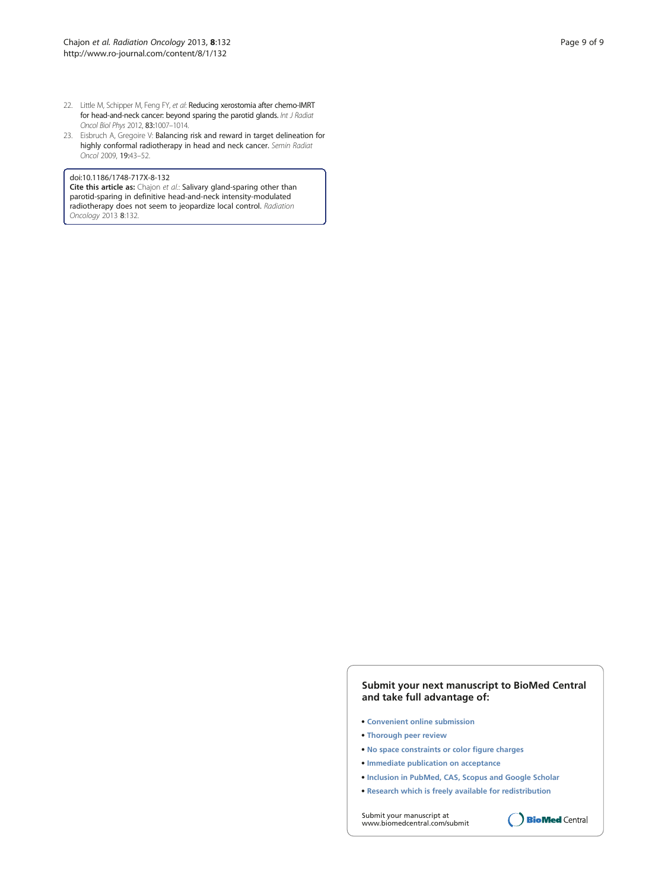22. Little M, Schipper M, Feng FY, *et al*: **Reducing xerostomia after chemo-IMRT for head-and-neck cancer: beyond sparing the parotid glands.** *Int J Radiat Oncol Biol Phys* 2012, **83:**1007–1014.
23. Eisbruch A, Gregoire V: **Balancing risk and reward in target delineation for highly conformal radiotherapy in head and neck cancer.** *Semin Radiat Oncol* 2009, **19:**43–52.

doi:10.1186/1748-717X-8-132
**Cite this article as:** Chajon *et al.*: Salivary gland-sparing other than parotid-sparing in definitive head-and-neck intensity-modulated radiotherapy does not seem to jeopardize local control. *Radiation Oncology* 2013 **8**:132.

**Submit your next manuscript to BioMed Central and take full advantage of:**

- **Convenient online submission**
- **Thorough peer review**
- **No space constraints or color figure charges**
- **Immediate publication on acceptance**
- **Inclusion in PubMed, CAS, Scopus and Google Scholar**
- **Research which is freely available for redistribution**

Submit your manuscript at www.biomedcentral.com/submit

BioMed Central